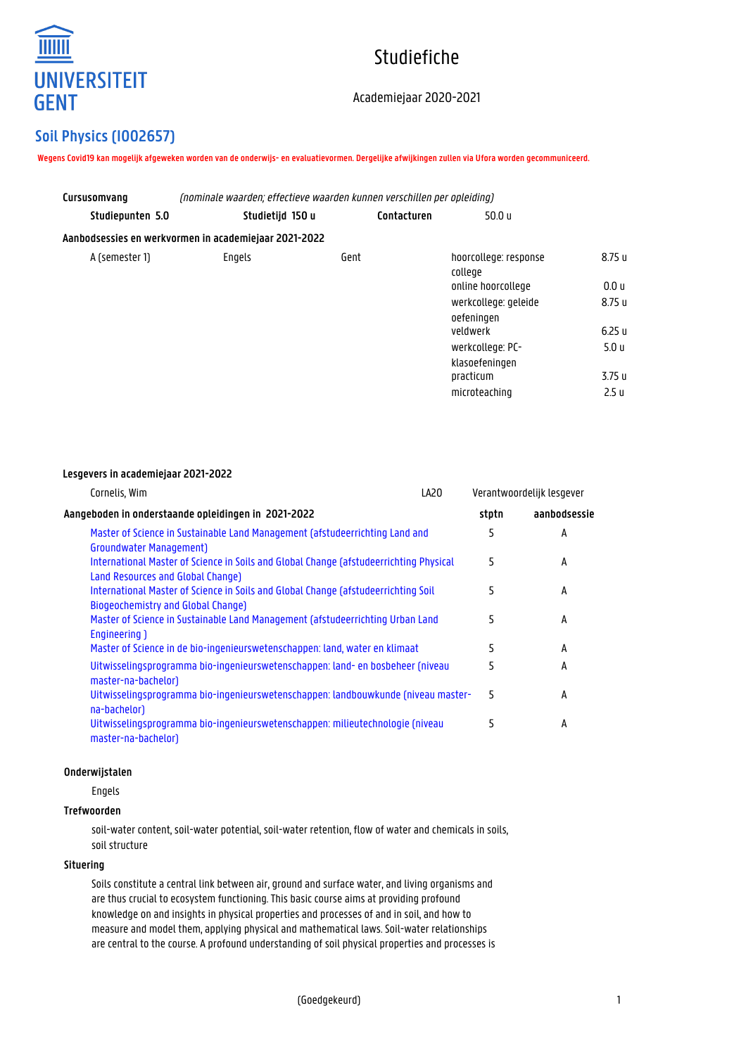UNIVERSITEIT GENT

# Studiefiche

Academiejaar 2020-2021

## Soil Physics (I002657)

**Wegens Covid19 kan mogelijk afgeweken worden van de onderwijs- en evaluatievormen. Dergelijke afwijkingen zullen via Ufora worden gecommuniceerd.**

**Cursusomvang** *(nominale waarden; effectieve waarden kunnen verschillen per opleiding)*

**Studiepunten 5.0** **Studietijd 150 u** **Contacturen** 50.0 u

**Aanbodsessies en werkvormen in academiejaar 2021-2022**

| | | | | |
|---|---|---|---|---|
| A (semester 1) | Engels | Gent | hoorcollege: response college | 8.75 u |
| | | | online hoorcollege | 0.0 u |
| | | | werkcollege: geleide oefeningen | 8.75 u |
| | | | veldwerk | 6.25 u |
| | | | werkcollege: PC-klasoefeningen | 5.0 u |
| | | | practicum | 3.75 u |
| | | | microteaching | 2.5 u |

**Lesgevers in academiejaar 2021-2022**

| | | |
|---|---|---|
| Cornelis, Wim | LA20 | Verantwoordelijk lesgever |

| Aangeboden in onderstaande opleidingen in 2021-2022 | stptn | aanbodsessie |
|---|---|---|
| Master of Science in Sustainable Land Management (afstudeerrichting Land and Groundwater Management) | 5 | A |
| International Master of Science in Soils and Global Change (afstudeerrichting Physical Land Resources and Global Change) | 5 | A |
| International Master of Science in Soils and Global Change (afstudeerrichting Soil Biogeochemistry and Global Change) | 5 | A |
| Master of Science in Sustainable Land Management (afstudeerrichting Urban Land Engineering ) | 5 | A |
| Master of Science in de bio-ingenieurswetenschappen: land, water en klimaat | 5 | A |
| Uitwisselingsprogramma bio-ingenieurswetenschappen: land- en bosbeheer (niveau master-na-bachelor) | 5 | A |
| Uitwisselingsprogramma bio-ingenieurswetenschappen: landbouwkunde (niveau master-na-bachelor) | 5 | A |
| Uitwisselingsprogramma bio-ingenieurswetenschappen: milieutechnologie (niveau master-na-bachelor) | 5 | A |

**Onderwijstalen**

Engels

**Trefwoorden**

soil-water content, soil-water potential, soil-water retention, flow of water and chemicals in soils, soil structure

**Situering**

Soils constitute a central link between air, ground and surface water, and living organisms and are thus crucial to ecosystem functioning. This basic course aims at providing profound knowledge on and insights in physical properties and processes of and in soil, and how to measure and model them, applying physical and mathematical laws. Soil-water relationships are central to the course. A profound understanding of soil physical properties and processes is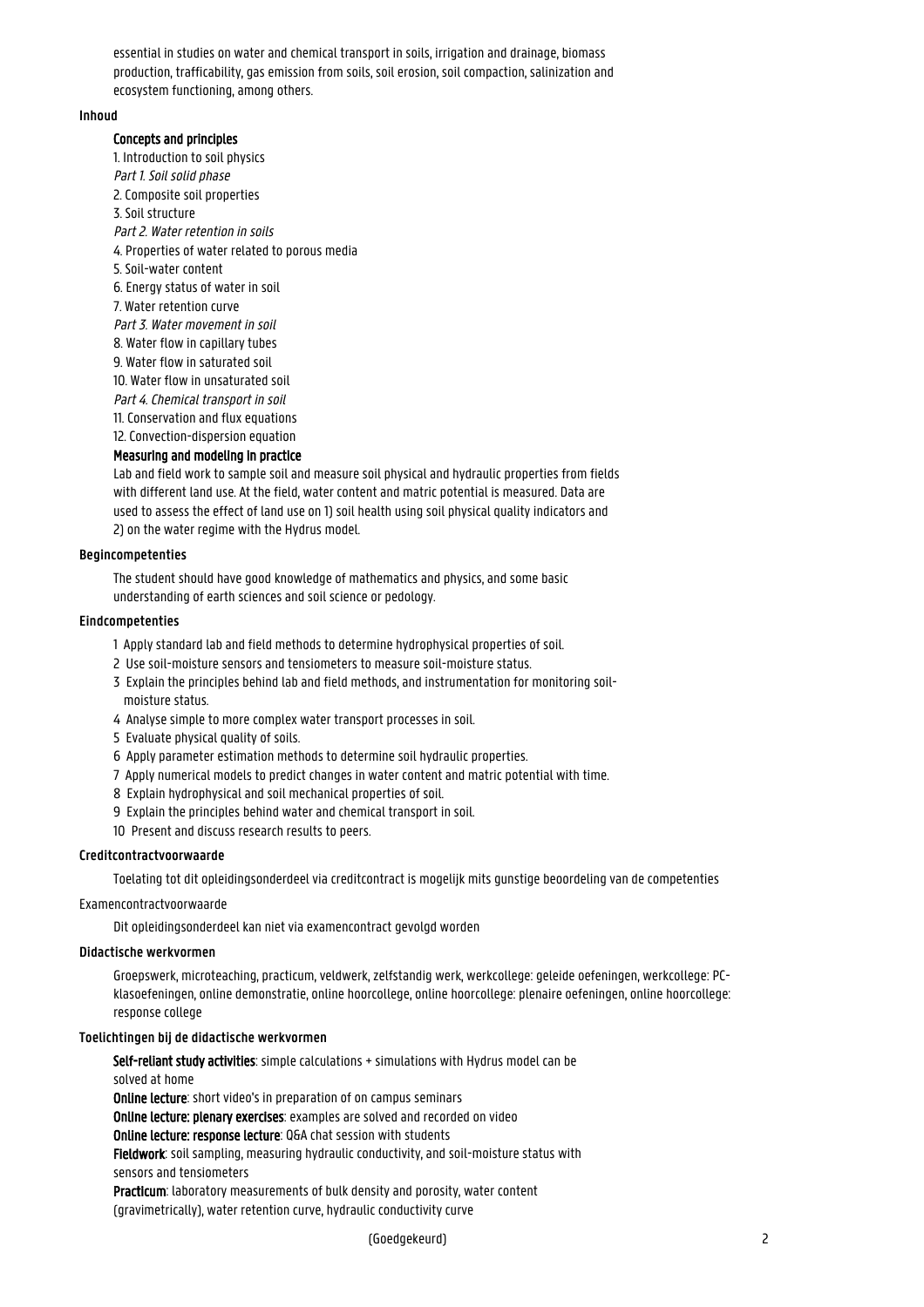essential in studies on water and chemical transport in soils, irrigation and drainage, biomass production, trafficability, gas emission from soils, soil erosion, soil compaction, salinization and ecosystem functioning, among others.

**Inhoud**

**Concepts and principles**

1. Introduction to soil physics

*Part 1. Soil solid phase*

2. Composite soil properties
3. Soil structure

*Part 2. Water retention in soils*

4. Properties of water related to porous media
5. Soil-water content
6. Energy status of water in soil
7. Water retention curve

*Part 3. Water movement in soil*

8. Water flow in capillary tubes
9. Water flow in saturated soil
10. Water flow in unsaturated soil

*Part 4. Chemical transport in soil*

11. Conservation and flux equations
12. Convection-dispersion equation

**Measuring and modeling in practice**

Lab and field work to sample soil and measure soil physical and hydraulic properties from fields with different land use. At the field, water content and matric potential is measured. Data are used to assess the effect of land use on 1) soil health using soil physical quality indicators and 2) on the water regime with the Hydrus model.

**Begincompetenties**

The student should have good knowledge of mathematics and physics, and some basic understanding of earth sciences and soil science or pedology.

**Eindcompetenties**

1 Apply standard lab and field methods to determine hydrophysical properties of soil.
2 Use soil-moisture sensors and tensiometers to measure soil-moisture status.
3 Explain the principles behind lab and field methods, and instrumentation for monitoring soil-moisture status.
4 Analyse simple to more complex water transport processes in soil.
5 Evaluate physical quality of soils.
6 Apply parameter estimation methods to determine soil hydraulic properties.
7 Apply numerical models to predict changes in water content and matric potential with time.
8 Explain hydrophysical and soil mechanical properties of soil.
9 Explain the principles behind water and chemical transport in soil.
10 Present and discuss research results to peers.

**Creditcontractvoorwaarde**

Toelating tot dit opleidingsonderdeel via creditcontract is mogelijk mits gunstige beoordeling van de competenties

Examencontractvoorwaarde

Dit opleidingsonderdeel kan niet via examencontract gevolgd worden

**Didactische werkvormen**

Groepswerk, microteaching, practicum, veldwerk, zelfstandig werk, werkcollege: geleide oefeningen, werkcollege: PC-klasoefeningen, online demonstratie, online hoorcollege, online hoorcollege: plenaire oefeningen, online hoorcollege: response college

**Toelichtingen bij de didactische werkvormen**

**Self-reliant study activities**: simple calculations + simulations with Hydrus model can be solved at home

**Online lecture**: short video's in preparation of on campus seminars

**Online lecture: plenary exercises**: examples are solved and recorded on video

**Online lecture: response lecture**: Q&A chat session with students

**Fieldwork**: soil sampling, measuring hydraulic conductivity, and soil-moisture status with sensors and tensiometers

**Practicum**: laboratory measurements of bulk density and porosity, water content (gravimetrically), water retention curve, hydraulic conductivity curve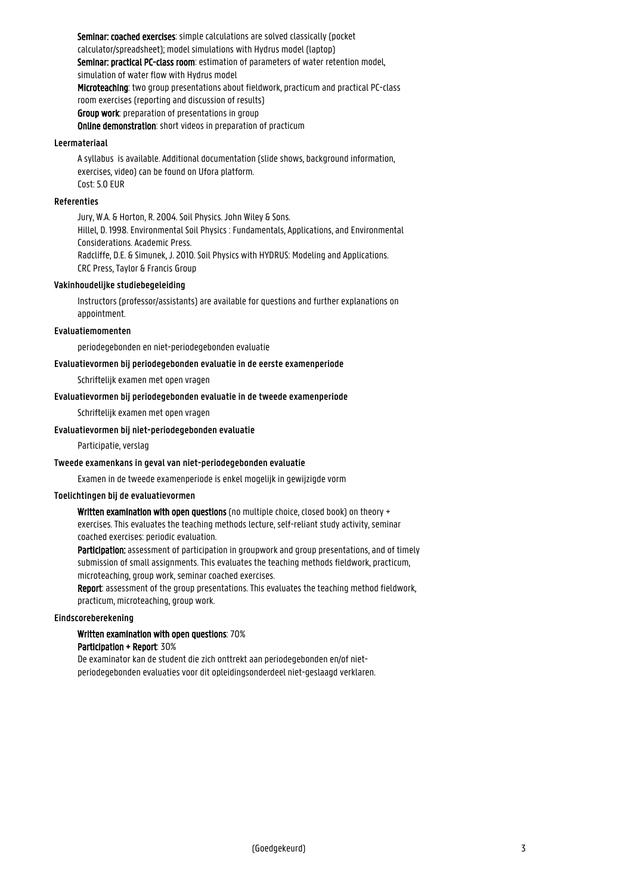**Seminar: coached exercises**: simple calculations are solved classically (pocket calculator/spreadsheet); model simulations with Hydrus model (laptop)
**Seminar: practical PC-class room**: estimation of parameters of water retention model, simulation of water flow with Hydrus model
**Microteaching**: two group presentations about fieldwork, practicum and practical PC-class room exercises (reporting and discussion of results)
**Group work**: preparation of presentations in group
**Online demonstration**: short videos in preparation of practicum

#### Leermateriaal

A syllabus is available. Additional documentation (slide shows, background information, exercises, video) can be found on Ufora platform.
Cost: 5.0 EUR

#### Referenties

Jury, W.A. & Horton, R. 2004. Soil Physics. John Wiley & Sons.
Hillel, D. 1998. Environmental Soil Physics : Fundamentals, Applications, and Environmental Considerations. Academic Press.
Radcliffe, D.E. & Simunek, J. 2010. Soil Physics with HYDRUS: Modeling and Applications. CRC Press, Taylor & Francis Group

#### Vakinhoudelijke studiebegeleiding

Instructors (professor/assistants) are available for questions and further explanations on appointment.

#### Evaluatiemomenten

periodegebonden en niet-periodegebonden evaluatie

#### Evaluatievormen bij periodegebonden evaluatie in de eerste examenperiode

Schriftelijk examen met open vragen

#### Evaluatievormen bij periodegebonden evaluatie in de tweede examenperiode

Schriftelijk examen met open vragen

#### Evaluatievormen bij niet-periodegebonden evaluatie

Participatie, verslag

#### Tweede examenkans in geval van niet-periodegebonden evaluatie

Examen in de tweede examenperiode is enkel mogelijk in gewijzigde vorm

#### Toelichtingen bij de evaluatievormen

**Written examination with open questions** (no multiple choice, closed book) on theory + exercises. This evaluates the teaching methods lecture, self-reliant study activity, seminar coached exercises: periodic evaluation.
**Participation:** assessment of participation in groupwork and group presentations, and of timely submission of small assignments. This evaluates the teaching methods fieldwork, practicum, microteaching, group work, seminar coached exercises.
**Report**: assessment of the group presentations. This evaluates the teaching method fieldwork, practicum, microteaching, group work.

#### Eindscoreberekening

**Written examination with open questions**: 70%
**Participation + Report**: 30%
De examinator kan de student die zich onttrekt aan periodegebonden en/of niet-periodegebonden evaluaties voor dit opleidingsonderdeel niet-geslaagd verklaren.